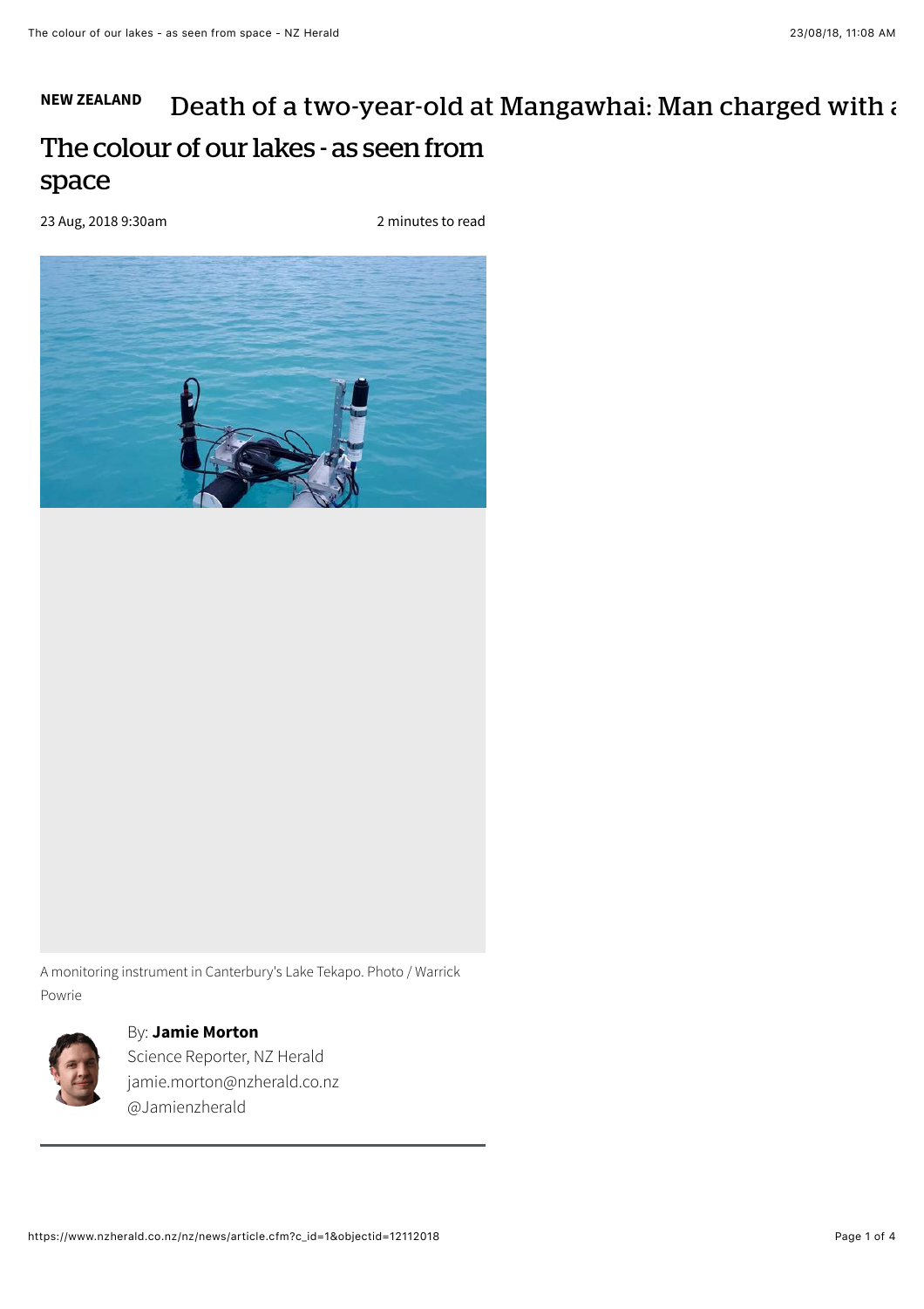**NEW ZEALAND** Death of a two-year-old at Mangawhai: Man charged with a

# The colour of our lakes - as seen from space

23 Aug, 2018 9:30am

2 minutes to read

A monitoring instrument in Canterbury's Lake Tekapo. Photo / Warrick Powrie

By: **Jamie Morton**
Science Reporter, NZ Herald
jamie.morton@nzherald.co.nz
@Jamienzherald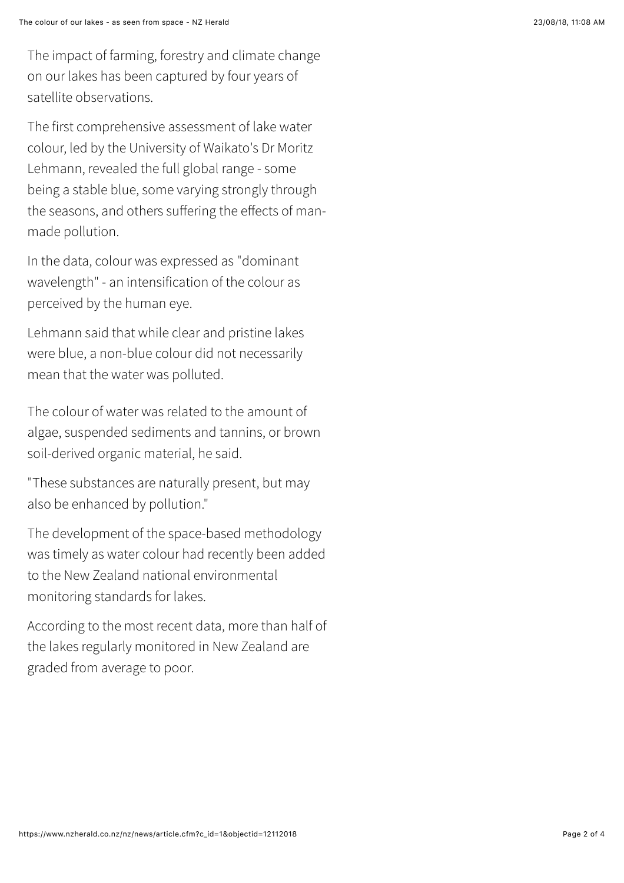The impact of farming, forestry and climate change on our lakes has been captured by four years of satellite observations.

The first comprehensive assessment of lake water colour, led by the University of Waikato's Dr Moritz Lehmann, revealed the full global range - some being a stable blue, some varying strongly through the seasons, and others suffering the effects of man-made pollution.

In the data, colour was expressed as "dominant wavelength" - an intensification of the colour as perceived by the human eye.

Lehmann said that while clear and pristine lakes were blue, a non-blue colour did not necessarily mean that the water was polluted.

The colour of water was related to the amount of algae, suspended sediments and tannins, or brown soil-derived organic material, he said.

"These substances are naturally present, but may also be enhanced by pollution."

The development of the space-based methodology was timely as water colour had recently been added to the New Zealand national environmental monitoring standards for lakes.

According to the most recent data, more than half of the lakes regularly monitored in New Zealand are graded from average to poor.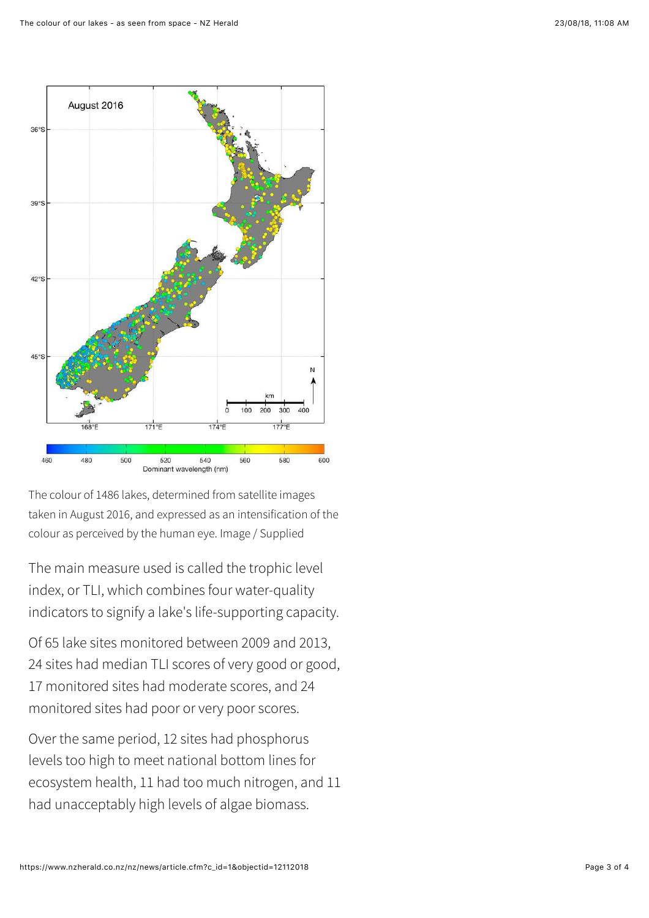The colour of 1486 lakes, determined from satellite images taken in August 2016, and expressed as an intensification of the colour as perceived by the human eye. Image / Supplied

The main measure used is called the trophic level index, or TLI, which combines four water-quality indicators to signify a lake's life-supporting capacity.

Of 65 lake sites monitored between 2009 and 2013, 24 sites had median TLI scores of very good or good, 17 monitored sites had moderate scores, and 24 monitored sites had poor or very poor scores.

Over the same period, 12 sites had phosphorus levels too high to meet national bottom lines for ecosystem health, 11 had too much nitrogen, and 11 had unacceptably high levels of algae biomass.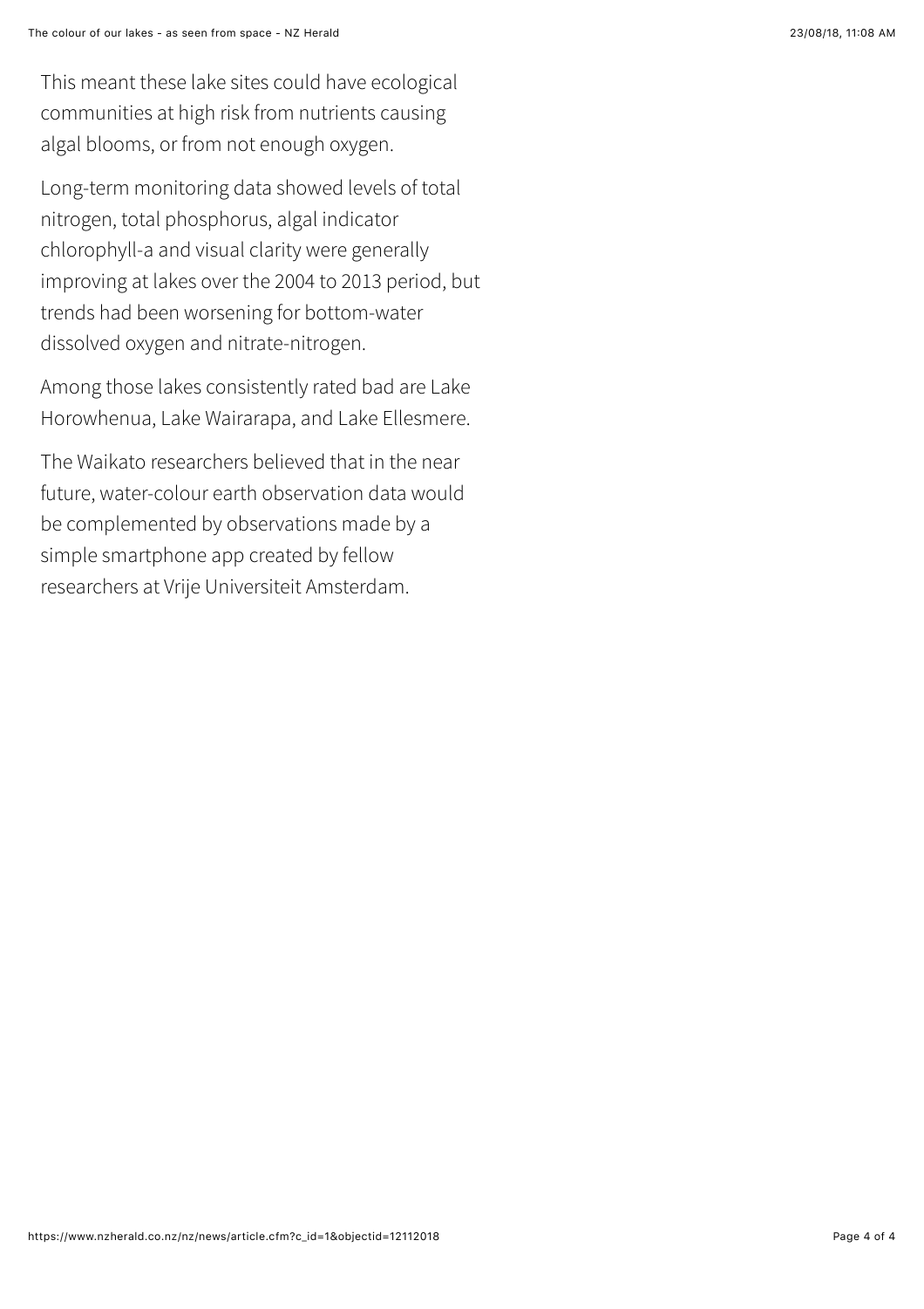This meant these lake sites could have ecological communities at high risk from nutrients causing algal blooms, or from not enough oxygen.

Long-term monitoring data showed levels of total nitrogen, total phosphorus, algal indicator chlorophyll-a and visual clarity were generally improving at lakes over the 2004 to 2013 period, but trends had been worsening for bottom-water dissolved oxygen and nitrate-nitrogen.

Among those lakes consistently rated bad are Lake Horowhenua, Lake Wairarapa, and Lake Ellesmere.

The Waikato researchers believed that in the near future, water-colour earth observation data would be complemented by observations made by a simple smartphone app created by fellow researchers at Vrije Universiteit Amsterdam.